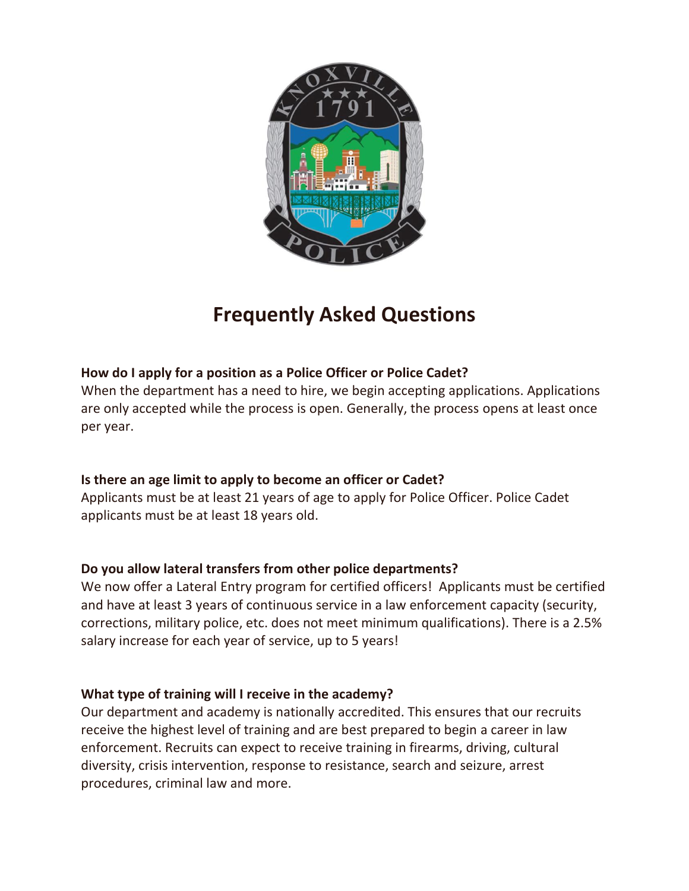# Frequently Asked Questions

**How do I apply for a position as a Police Officer or Police Cadet?**

When the department has a need to hire, we begin accepting applications. Applications are only accepted while the process is open. Generally, the process opens at least once per year.

**Is there an age limit to apply to become an officer or Cadet?**

Applicants must be at least 21 years of age to apply for Police Officer. Police Cadet applicants must be at least 18 years old.

**Do you allow lateral transfers from other police departments?**

We now offer a Lateral Entry program for certified officers! Applicants must be certified and have at least 3 years of continuous service in a law enforcement capacity (security, corrections, military police, etc. does not meet minimum qualifications). There is a 2.5% salary increase for each year of service, up to 5 years!

**What type of training will I receive in the academy?**

Our department and academy is nationally accredited. This ensures that our recruits receive the highest level of training and are best prepared to begin a career in law enforcement. Recruits can expect to receive training in firearms, driving, cultural diversity, crisis intervention, response to resistance, search and seizure, arrest procedures, criminal law and more.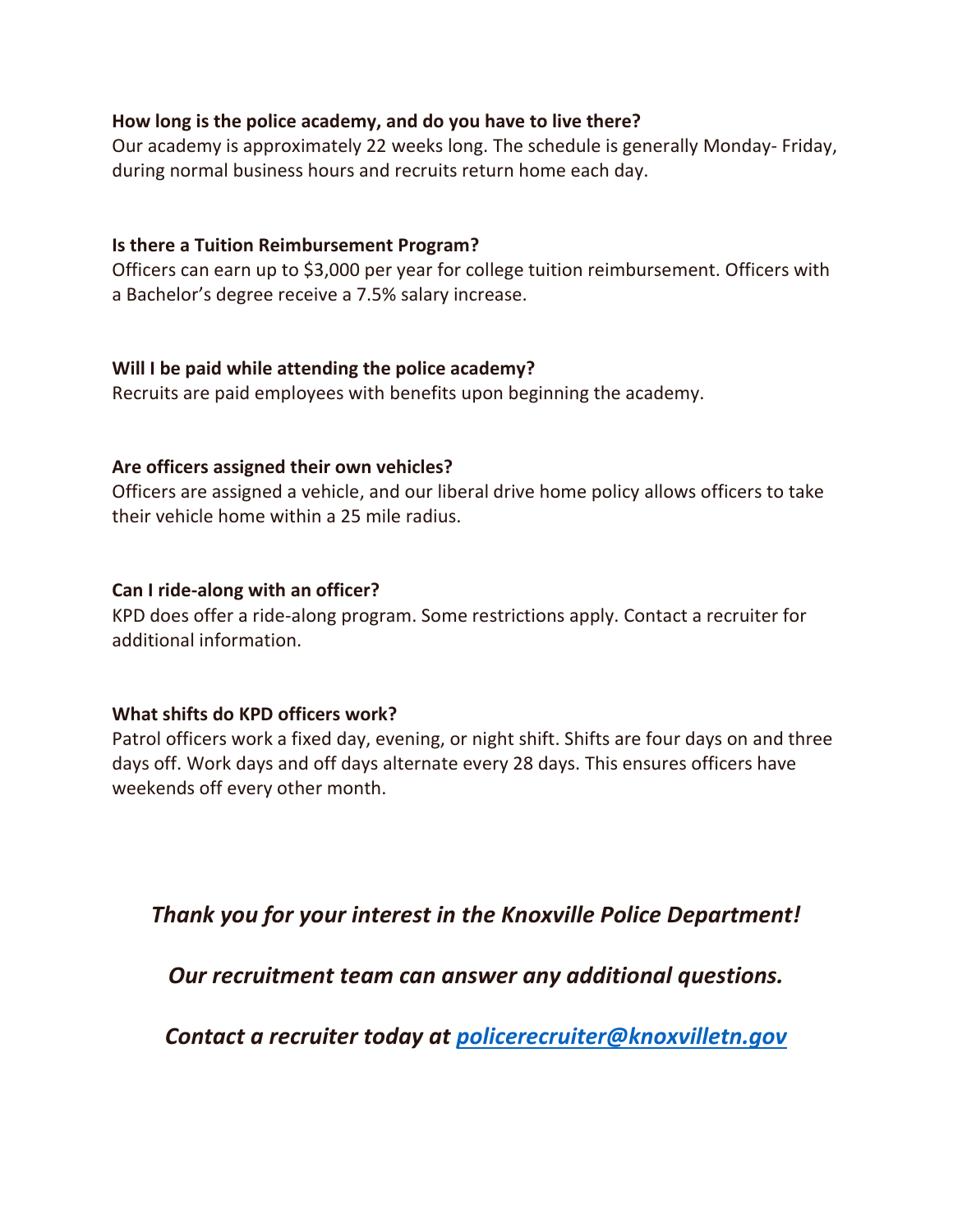**How long is the police academy, and do you have to live there?**

Our academy is approximately 22 weeks long. The schedule is generally Monday- Friday, during normal business hours and recruits return home each day.

**Is there a Tuition Reimbursement Program?**

Officers can earn up to $3,000 per year for college tuition reimbursement. Officers with a Bachelor's degree receive a 7.5% salary increase.

**Will I be paid while attending the police academy?**

Recruits are paid employees with benefits upon beginning the academy.

**Are officers assigned their own vehicles?**

Officers are assigned a vehicle, and our liberal drive home policy allows officers to take their vehicle home within a 25 mile radius.

**Can I ride-along with an officer?**

KPD does offer a ride-along program. Some restrictions apply. Contact a recruiter for additional information.

**What shifts do KPD officers work?**

Patrol officers work a fixed day, evening, or night shift. Shifts are four days on and three days off. Work days and off days alternate every 28 days. This ensures officers have weekends off every other month.

***Thank you for your interest in the Knoxville Police Department!***

***Our recruitment team can answer any additional questions.***

***Contact a recruiter today at [policerecruiter@knoxvilletn.gov](mailto:policerecruiter@knoxvilletn.gov)***